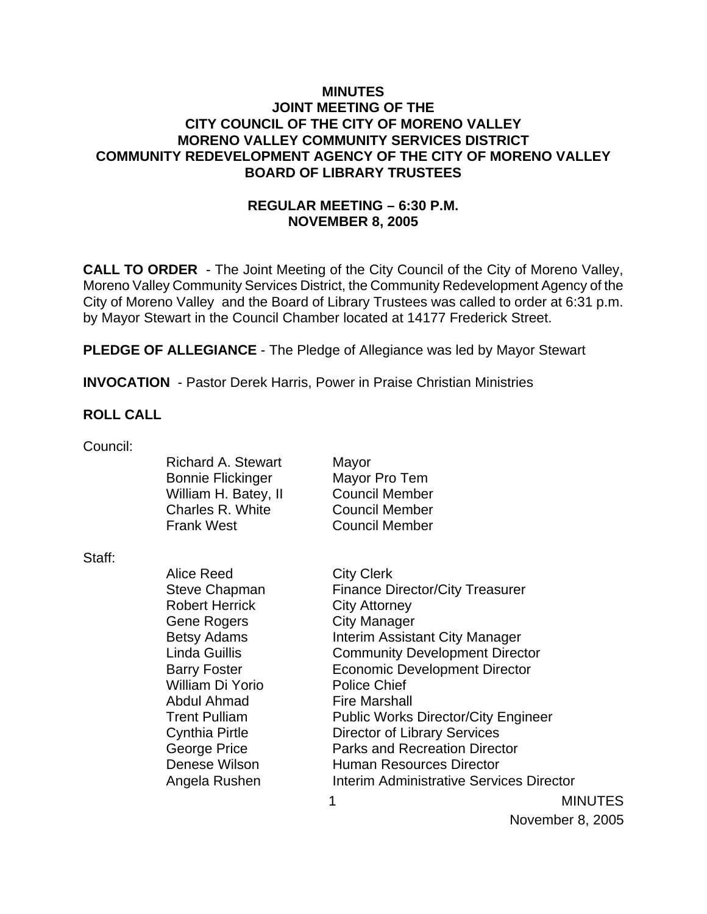**MINUTES**
**JOINT MEETING OF THE**
**CITY COUNCIL OF THE CITY OF MORENO VALLEY**
**MORENO VALLEY COMMUNITY SERVICES DISTRICT**
**COMMUNITY REDEVELOPMENT AGENCY OF THE CITY OF MORENO VALLEY**
**BOARD OF LIBRARY TRUSTEES**

**REGULAR MEETING – 6:30 P.M.**
**NOVEMBER 8, 2005**

**CALL TO ORDER** - The Joint Meeting of the City Council of the City of Moreno Valley, Moreno Valley Community Services District, the Community Redevelopment Agency of the City of Moreno Valley and the Board of Library Trustees was called to order at 6:31 p.m. by Mayor Stewart in the Council Chamber located at 14177 Frederick Street.

**PLEDGE OF ALLEGIANCE** - The Pledge of Allegiance was led by Mayor Stewart

**INVOCATION** - Pastor Derek Harris, Power in Praise Christian Ministries

**ROLL CALL**

Council:

| | |
|---|---|
| Richard A. Stewart | Mayor |
| Bonnie Flickinger | Mayor Pro Tem |
| William H. Batey, II | Council Member |
| Charles R. White | Council Member |
| Frank West | Council Member |

Staff:

| | |
|---|---|
| Alice Reed | City Clerk |
| Steve Chapman | Finance Director/City Treasurer |
| Robert Herrick | City Attorney |
| Gene Rogers | City Manager |
| Betsy Adams | Interim Assistant City Manager |
| Linda Guillis | Community Development Director |
| Barry Foster | Economic Development Director |
| William Di Yorio | Police Chief |
| Abdul Ahmad | Fire Marshall |
| Trent Pulliam | Public Works Director/City Engineer |
| Cynthia Pirtle | Director of Library Services |
| George Price | Parks and Recreation Director |
| Denese Wilson | Human Resources Director |
| Angela Rushen | Interim Administrative Services Director |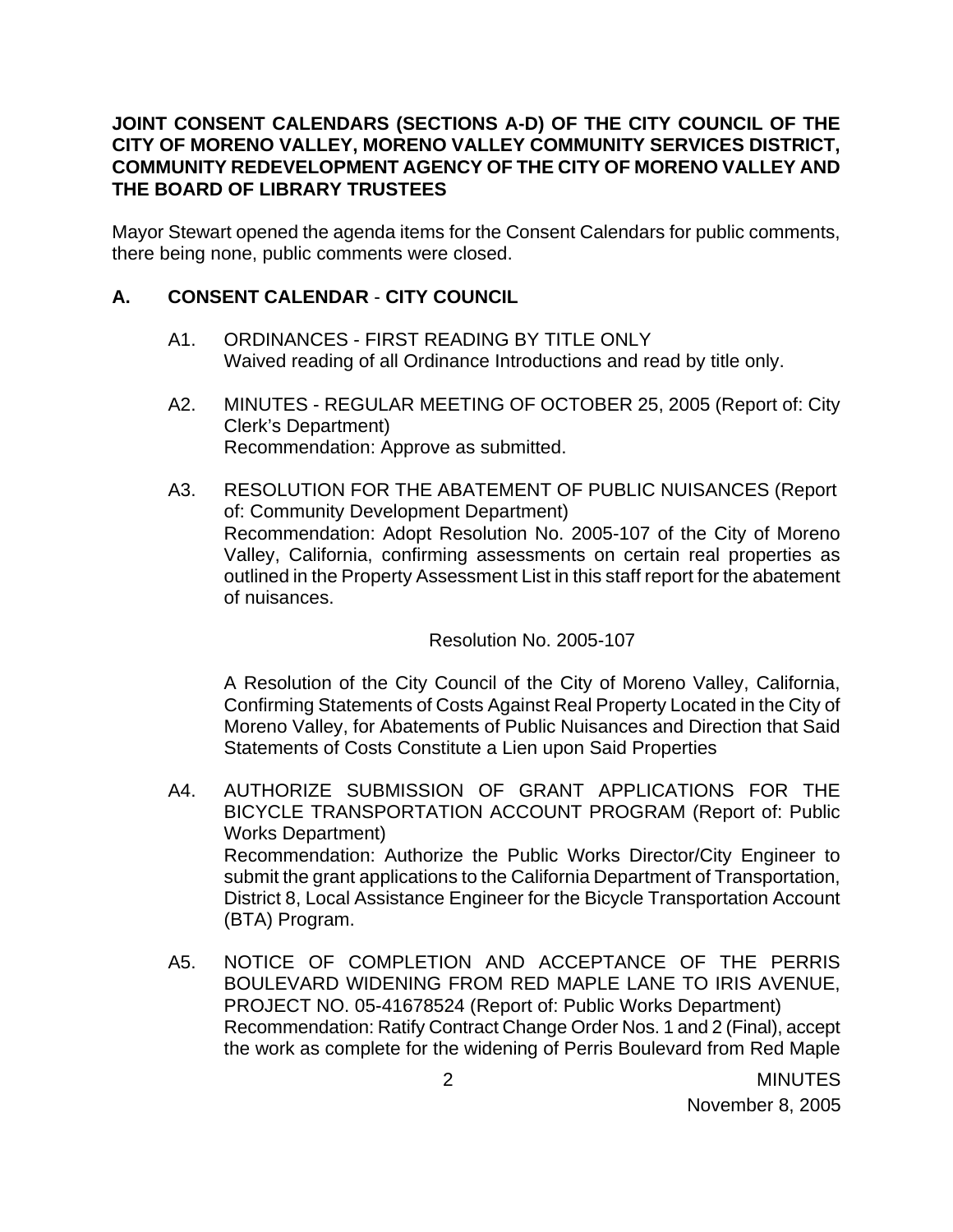**JOINT CONSENT CALENDARS (SECTIONS A-D) OF THE CITY COUNCIL OF THE CITY OF MORENO VALLEY, MORENO VALLEY COMMUNITY SERVICES DISTRICT, COMMUNITY REDEVELOPMENT AGENCY OF THE CITY OF MORENO VALLEY AND THE BOARD OF LIBRARY TRUSTEES**

Mayor Stewart opened the agenda items for the Consent Calendars for public comments, there being none, public comments were closed.

## A. CONSENT CALENDAR - CITY COUNCIL

A1. ORDINANCES - FIRST READING BY TITLE ONLY
Waived reading of all Ordinance Introductions and read by title only.

A2. MINUTES - REGULAR MEETING OF OCTOBER 25, 2005 (Report of: City Clerk's Department)
Recommendation: Approve as submitted.

A3. RESOLUTION FOR THE ABATEMENT OF PUBLIC NUISANCES (Report of: Community Development Department)
Recommendation: Adopt Resolution No. 2005-107 of the City of Moreno Valley, California, confirming assessments on certain real properties as outlined in the Property Assessment List in this staff report for the abatement of nuisances.

Resolution No. 2005-107

A Resolution of the City Council of the City of Moreno Valley, California, Confirming Statements of Costs Against Real Property Located in the City of Moreno Valley, for Abatements of Public Nuisances and Direction that Said Statements of Costs Constitute a Lien upon Said Properties

A4. AUTHORIZE SUBMISSION OF GRANT APPLICATIONS FOR THE BICYCLE TRANSPORTATION ACCOUNT PROGRAM (Report of: Public Works Department)
Recommendation: Authorize the Public Works Director/City Engineer to submit the grant applications to the California Department of Transportation, District 8, Local Assistance Engineer for the Bicycle Transportation Account (BTA) Program.

A5. NOTICE OF COMPLETION AND ACCEPTANCE OF THE PERRIS BOULEVARD WIDENING FROM RED MAPLE LANE TO IRIS AVENUE, PROJECT NO. 05-41678524 (Report of: Public Works Department)
Recommendation: Ratify Contract Change Order Nos. 1 and 2 (Final), accept the work as complete for the widening of Perris Boulevard from Red Maple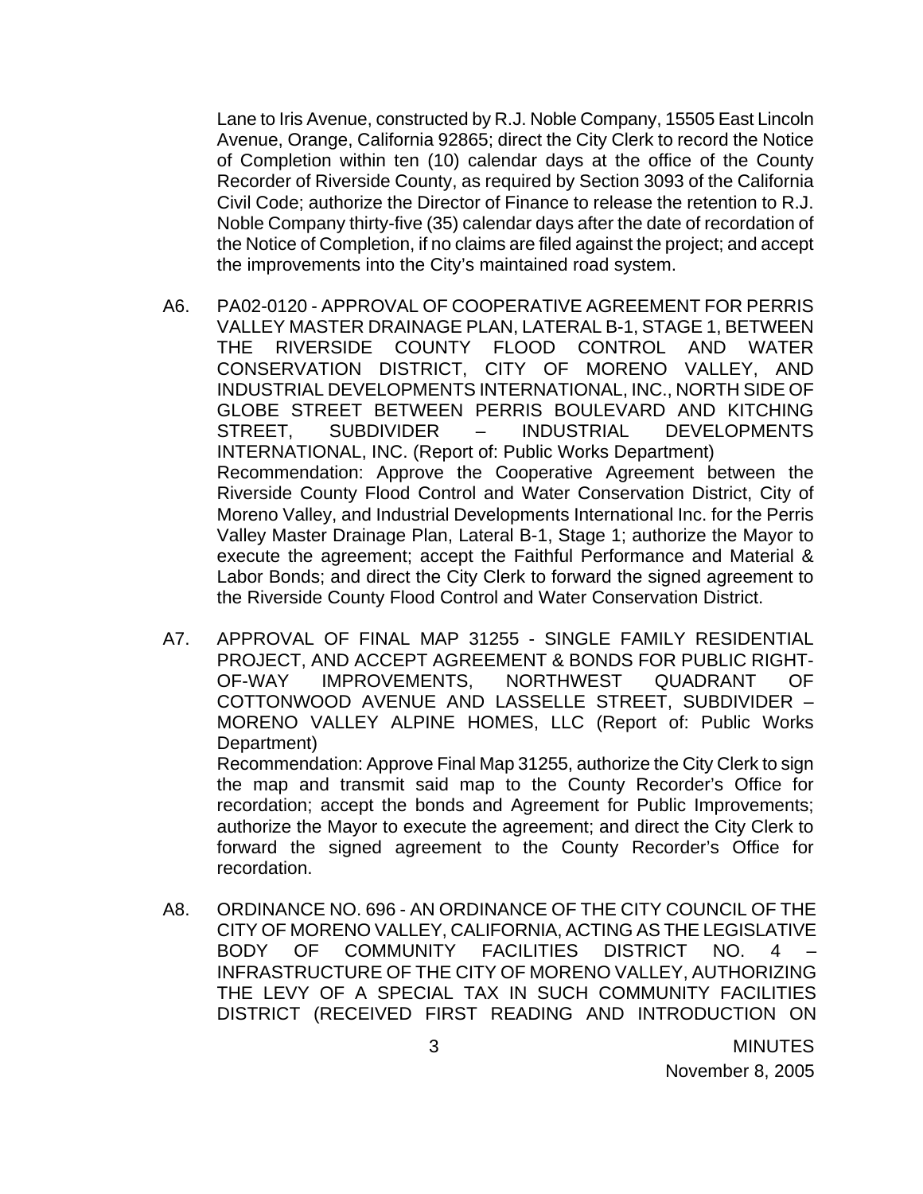Lane to Iris Avenue, constructed by R.J. Noble Company, 15505 East Lincoln Avenue, Orange, California 92865; direct the City Clerk to record the Notice of Completion within ten (10) calendar days at the office of the County Recorder of Riverside County, as required by Section 3093 of the California Civil Code; authorize the Director of Finance to release the retention to R.J. Noble Company thirty-five (35) calendar days after the date of recordation of the Notice of Completion, if no claims are filed against the project; and accept the improvements into the City's maintained road system.

A6. PA02-0120 - APPROVAL OF COOPERATIVE AGREEMENT FOR PERRIS VALLEY MASTER DRAINAGE PLAN, LATERAL B-1, STAGE 1, BETWEEN THE RIVERSIDE COUNTY FLOOD CONTROL AND WATER CONSERVATION DISTRICT, CITY OF MORENO VALLEY, AND INDUSTRIAL DEVELOPMENTS INTERNATIONAL, INC., NORTH SIDE OF GLOBE STREET BETWEEN PERRIS BOULEVARD AND KITCHING STREET, SUBDIVIDER – INDUSTRIAL DEVELOPMENTS INTERNATIONAL, INC. (Report of: Public Works Department)
Recommendation: Approve the Cooperative Agreement between the Riverside County Flood Control and Water Conservation District, City of Moreno Valley, and Industrial Developments International Inc. for the Perris Valley Master Drainage Plan, Lateral B-1, Stage 1; authorize the Mayor to execute the agreement; accept the Faithful Performance and Material & Labor Bonds; and direct the City Clerk to forward the signed agreement to the Riverside County Flood Control and Water Conservation District.

A7. APPROVAL OF FINAL MAP 31255 - SINGLE FAMILY RESIDENTIAL PROJECT, AND ACCEPT AGREEMENT & BONDS FOR PUBLIC RIGHT-OF-WAY IMPROVEMENTS, NORTHWEST QUADRANT OF COTTONWOOD AVENUE AND LASSELLE STREET, SUBDIVIDER – MORENO VALLEY ALPINE HOMES, LLC (Report of: Public Works Department)
Recommendation: Approve Final Map 31255, authorize the City Clerk to sign the map and transmit said map to the County Recorder's Office for recordation; accept the bonds and Agreement for Public Improvements; authorize the Mayor to execute the agreement; and direct the City Clerk to forward the signed agreement to the County Recorder's Office for recordation.

A8. ORDINANCE NO. 696 - AN ORDINANCE OF THE CITY COUNCIL OF THE CITY OF MORENO VALLEY, CALIFORNIA, ACTING AS THE LEGISLATIVE BODY OF COMMUNITY FACILITIES DISTRICT NO. 4 – INFRASTRUCTURE OF THE CITY OF MORENO VALLEY, AUTHORIZING THE LEVY OF A SPECIAL TAX IN SUCH COMMUNITY FACILITIES DISTRICT (RECEIVED FIRST READING AND INTRODUCTION ON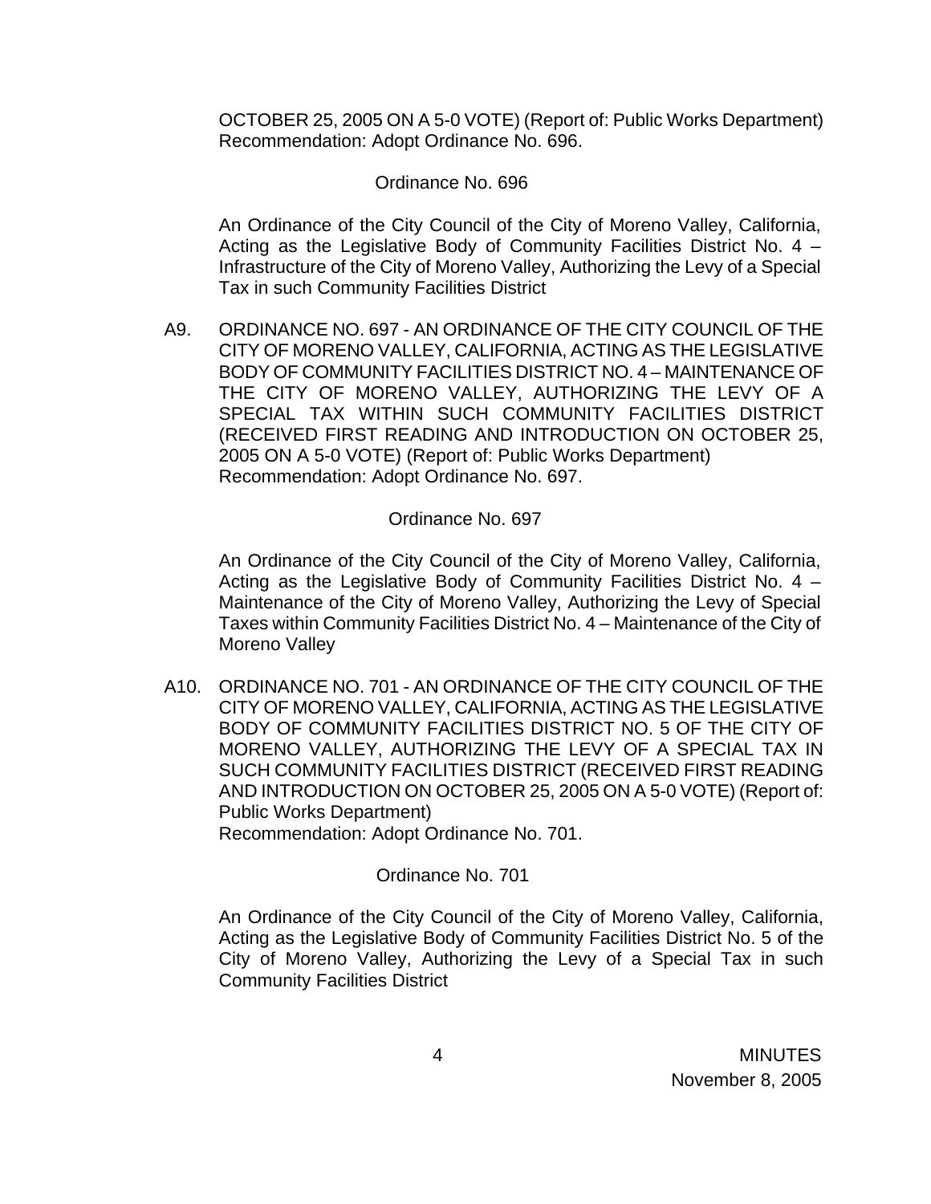OCTOBER 25, 2005 ON A 5-0 VOTE) (Report of: Public Works Department)
Recommendation: Adopt Ordinance No. 696.

Ordinance No. 696

An Ordinance of the City Council of the City of Moreno Valley, California, Acting as the Legislative Body of Community Facilities District No. 4 – Infrastructure of the City of Moreno Valley, Authorizing the Levy of a Special Tax in such Community Facilities District

A9. ORDINANCE NO. 697 - AN ORDINANCE OF THE CITY COUNCIL OF THE CITY OF MORENO VALLEY, CALIFORNIA, ACTING AS THE LEGISLATIVE BODY OF COMMUNITY FACILITIES DISTRICT NO. 4 – MAINTENANCE OF THE CITY OF MORENO VALLEY, AUTHORIZING THE LEVY OF A SPECIAL TAX WITHIN SUCH COMMUNITY FACILITIES DISTRICT (RECEIVED FIRST READING AND INTRODUCTION ON OCTOBER 25, 2005 ON A 5-0 VOTE) (Report of: Public Works Department)
Recommendation: Adopt Ordinance No. 697.

Ordinance No. 697

An Ordinance of the City Council of the City of Moreno Valley, California, Acting as the Legislative Body of Community Facilities District No. 4 – Maintenance of the City of Moreno Valley, Authorizing the Levy of Special Taxes within Community Facilities District No. 4 – Maintenance of the City of Moreno Valley

A10. ORDINANCE NO. 701 - AN ORDINANCE OF THE CITY COUNCIL OF THE CITY OF MORENO VALLEY, CALIFORNIA, ACTING AS THE LEGISLATIVE BODY OF COMMUNITY FACILITIES DISTRICT NO. 5 OF THE CITY OF MORENO VALLEY, AUTHORIZING THE LEVY OF A SPECIAL TAX IN SUCH COMMUNITY FACILITIES DISTRICT (RECEIVED FIRST READING AND INTRODUCTION ON OCTOBER 25, 2005 ON A 5-0 VOTE) (Report of: Public Works Department)
Recommendation: Adopt Ordinance No. 701.

Ordinance No. 701

An Ordinance of the City Council of the City of Moreno Valley, California, Acting as the Legislative Body of Community Facilities District No. 5 of the City of Moreno Valley, Authorizing the Levy of a Special Tax in such Community Facilities District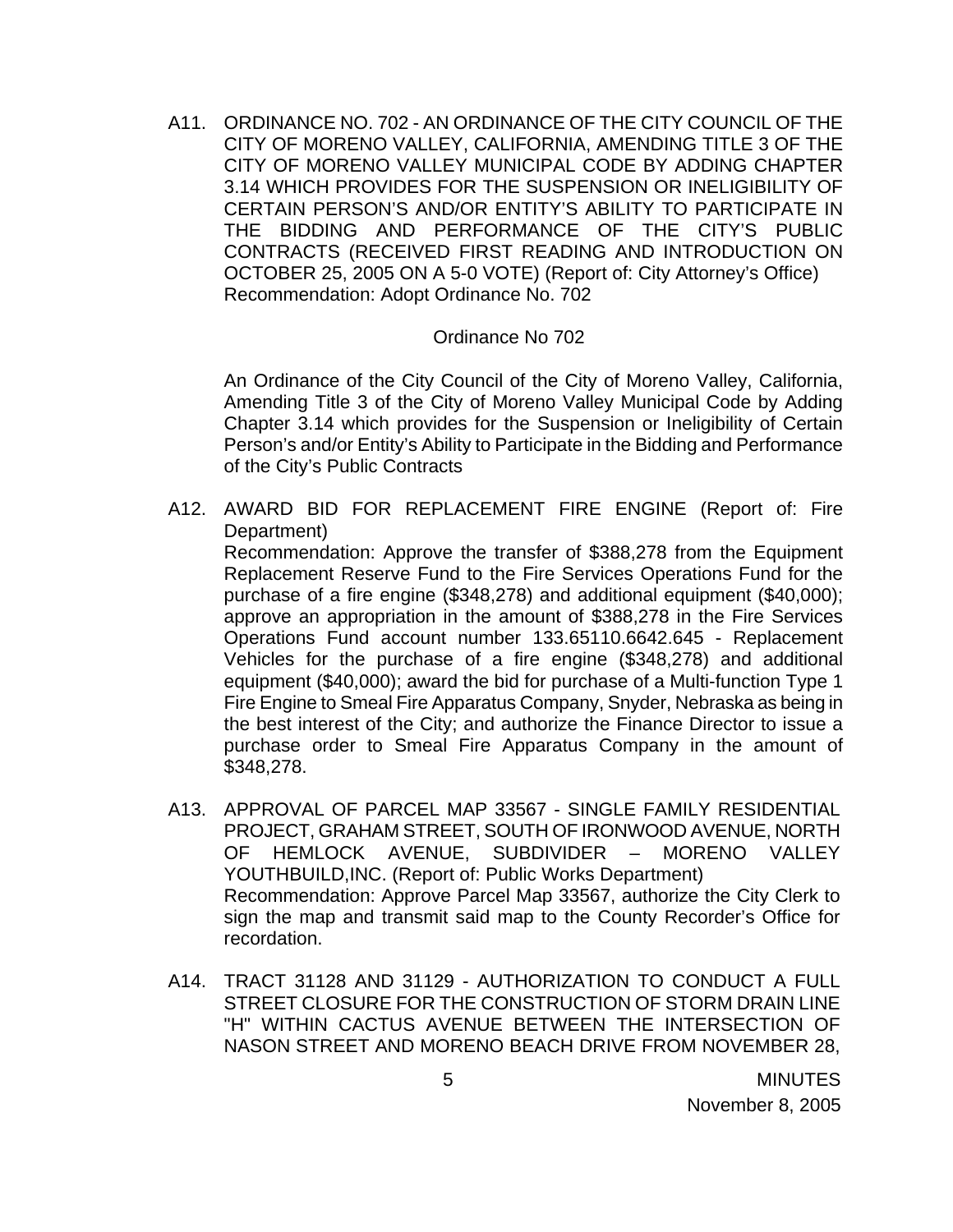A11. ORDINANCE NO. 702 - AN ORDINANCE OF THE CITY COUNCIL OF THE CITY OF MORENO VALLEY, CALIFORNIA, AMENDING TITLE 3 OF THE CITY OF MORENO VALLEY MUNICIPAL CODE BY ADDING CHAPTER 3.14 WHICH PROVIDES FOR THE SUSPENSION OR INELIGIBILITY OF CERTAIN PERSON'S AND/OR ENTITY'S ABILITY TO PARTICIPATE IN THE BIDDING AND PERFORMANCE OF THE CITY'S PUBLIC CONTRACTS (RECEIVED FIRST READING AND INTRODUCTION ON OCTOBER 25, 2005 ON A 5-0 VOTE) (Report of: City Attorney's Office)
Recommendation: Adopt Ordinance No. 702

Ordinance No 702

An Ordinance of the City Council of the City of Moreno Valley, California, Amending Title 3 of the City of Moreno Valley Municipal Code by Adding Chapter 3.14 which provides for the Suspension or Ineligibility of Certain Person's and/or Entity's Ability to Participate in the Bidding and Performance of the City's Public Contracts

A12. AWARD BID FOR REPLACEMENT FIRE ENGINE (Report of: Fire Department)
Recommendation: Approve the transfer of $388,278 from the Equipment Replacement Reserve Fund to the Fire Services Operations Fund for the purchase of a fire engine ($348,278) and additional equipment ($40,000); approve an appropriation in the amount of $388,278 in the Fire Services Operations Fund account number 133.65110.6642.645 - Replacement Vehicles for the purchase of a fire engine ($348,278) and additional equipment ($40,000); award the bid for purchase of a Multi-function Type 1 Fire Engine to Smeal Fire Apparatus Company, Snyder, Nebraska as being in the best interest of the City; and authorize the Finance Director to issue a purchase order to Smeal Fire Apparatus Company in the amount of $348,278.

A13. APPROVAL OF PARCEL MAP 33567 - SINGLE FAMILY RESIDENTIAL PROJECT, GRAHAM STREET, SOUTH OF IRONWOOD AVENUE, NORTH OF HEMLOCK AVENUE, SUBDIVIDER – MORENO VALLEY YOUTHBUILD,INC. (Report of: Public Works Department)
Recommendation: Approve Parcel Map 33567, authorize the City Clerk to sign the map and transmit said map to the County Recorder's Office for recordation.

A14. TRACT 31128 AND 31129 - AUTHORIZATION TO CONDUCT A FULL STREET CLOSURE FOR THE CONSTRUCTION OF STORM DRAIN LINE "H" WITHIN CACTUS AVENUE BETWEEN THE INTERSECTION OF NASON STREET AND MORENO BEACH DRIVE FROM NOVEMBER 28,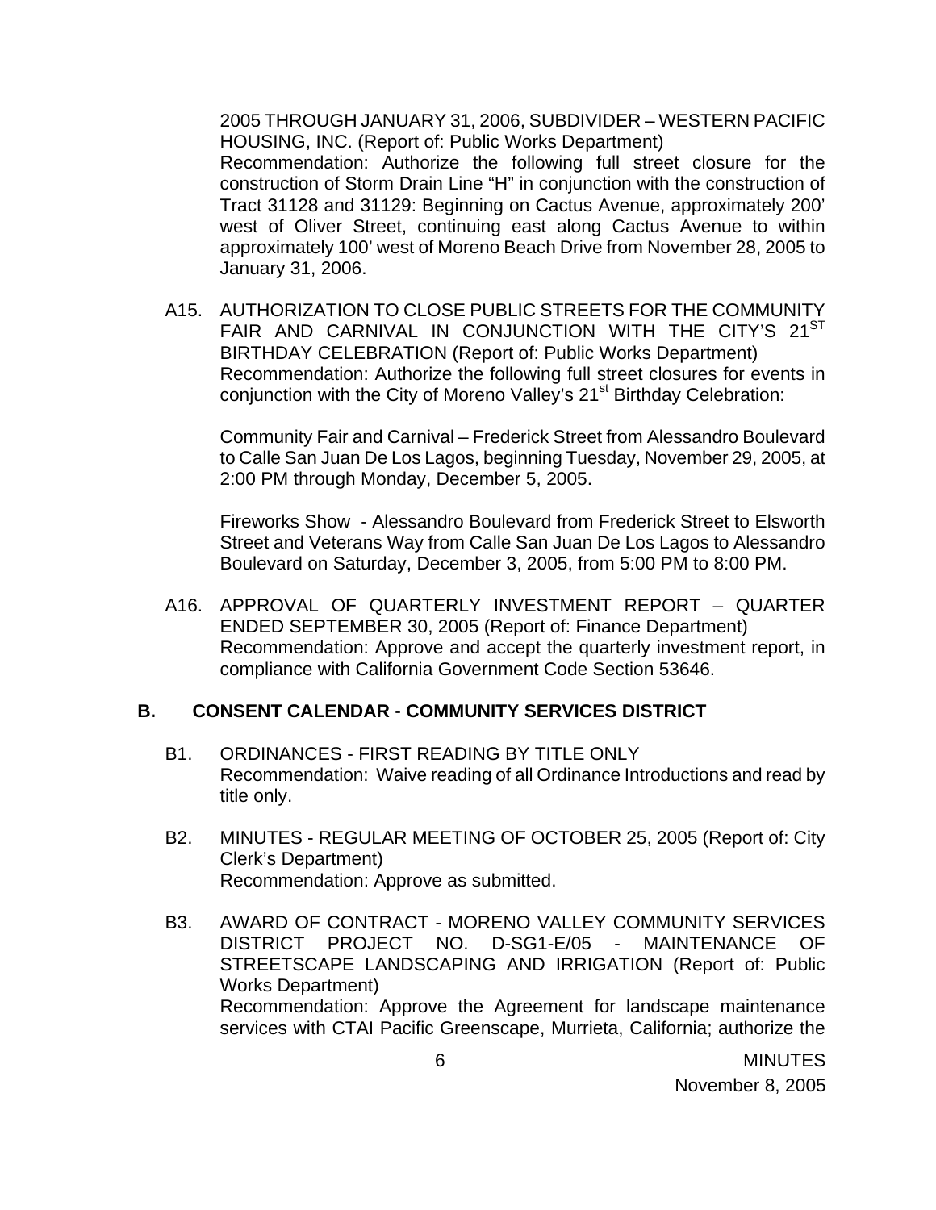2005 THROUGH JANUARY 31, 2006, SUBDIVIDER – WESTERN PACIFIC HOUSING, INC. (Report of: Public Works Department)
Recommendation: Authorize the following full street closure for the construction of Storm Drain Line "H" in conjunction with the construction of Tract 31128 and 31129: Beginning on Cactus Avenue, approximately 200' west of Oliver Street, continuing east along Cactus Avenue to within approximately 100' west of Moreno Beach Drive from November 28, 2005 to January 31, 2006.

A15. AUTHORIZATION TO CLOSE PUBLIC STREETS FOR THE COMMUNITY FAIR AND CARNIVAL IN CONJUNCTION WITH THE CITY'S 21ST BIRTHDAY CELEBRATION (Report of: Public Works Department)
Recommendation: Authorize the following full street closures for events in conjunction with the City of Moreno Valley's 21st Birthday Celebration:

Community Fair and Carnival – Frederick Street from Alessandro Boulevard to Calle San Juan De Los Lagos, beginning Tuesday, November 29, 2005, at 2:00 PM through Monday, December 5, 2005.

Fireworks Show - Alessandro Boulevard from Frederick Street to Elsworth Street and Veterans Way from Calle San Juan De Los Lagos to Alessandro Boulevard on Saturday, December 3, 2005, from 5:00 PM to 8:00 PM.

A16. APPROVAL OF QUARTERLY INVESTMENT REPORT – QUARTER ENDED SEPTEMBER 30, 2005 (Report of: Finance Department)
Recommendation: Approve and accept the quarterly investment report, in compliance with California Government Code Section 53646.

**B. CONSENT CALENDAR - COMMUNITY SERVICES DISTRICT**

B1. ORDINANCES - FIRST READING BY TITLE ONLY
Recommendation: Waive reading of all Ordinance Introductions and read by title only.

B2. MINUTES - REGULAR MEETING OF OCTOBER 25, 2005 (Report of: City Clerk's Department)
Recommendation: Approve as submitted.

B3. AWARD OF CONTRACT - MORENO VALLEY COMMUNITY SERVICES DISTRICT PROJECT NO. D-SG1-E/05 - MAINTENANCE OF STREETSCAPE LANDSCAPING AND IRRIGATION (Report of: Public Works Department)
Recommendation: Approve the Agreement for landscape maintenance services with CTAI Pacific Greenscape, Murrieta, California; authorize the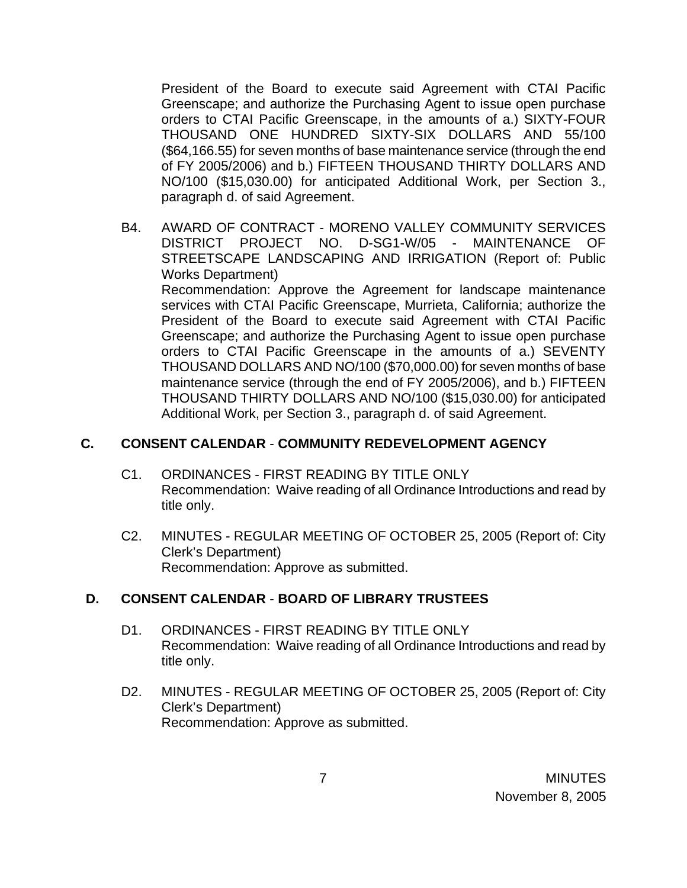President of the Board to execute said Agreement with CTAI Pacific Greenscape; and authorize the Purchasing Agent to issue open purchase orders to CTAI Pacific Greenscape, in the amounts of a.) SIXTY-FOUR THOUSAND ONE HUNDRED SIXTY-SIX DOLLARS AND 55/100 ($64,166.55) for seven months of base maintenance service (through the end of FY 2005/2006) and b.) FIFTEEN THOUSAND THIRTY DOLLARS AND NO/100 ($15,030.00) for anticipated Additional Work, per Section 3., paragraph d. of said Agreement.

B4. AWARD OF CONTRACT - MORENO VALLEY COMMUNITY SERVICES DISTRICT PROJECT NO. D-SG1-W/05 - MAINTENANCE OF STREETSCAPE LANDSCAPING AND IRRIGATION (Report of: Public Works Department)
Recommendation: Approve the Agreement for landscape maintenance services with CTAI Pacific Greenscape, Murrieta, California; authorize the President of the Board to execute said Agreement with CTAI Pacific Greenscape; and authorize the Purchasing Agent to issue open purchase orders to CTAI Pacific Greenscape in the amounts of a.) SEVENTY THOUSAND DOLLARS AND NO/100 ($70,000.00) for seven months of base maintenance service (through the end of FY 2005/2006), and b.) FIFTEEN THOUSAND THIRTY DOLLARS AND NO/100 ($15,030.00) for anticipated Additional Work, per Section 3., paragraph d. of said Agreement.

## C. CONSENT CALENDAR - COMMUNITY REDEVELOPMENT AGENCY

C1. ORDINANCES - FIRST READING BY TITLE ONLY
Recommendation: Waive reading of all Ordinance Introductions and read by title only.

C2. MINUTES - REGULAR MEETING OF OCTOBER 25, 2005 (Report of: City Clerk's Department)
Recommendation: Approve as submitted.

## D. CONSENT CALENDAR - BOARD OF LIBRARY TRUSTEES

D1. ORDINANCES - FIRST READING BY TITLE ONLY
Recommendation: Waive reading of all Ordinance Introductions and read by title only.

D2. MINUTES - REGULAR MEETING OF OCTOBER 25, 2005 (Report of: City Clerk's Department)
Recommendation: Approve as submitted.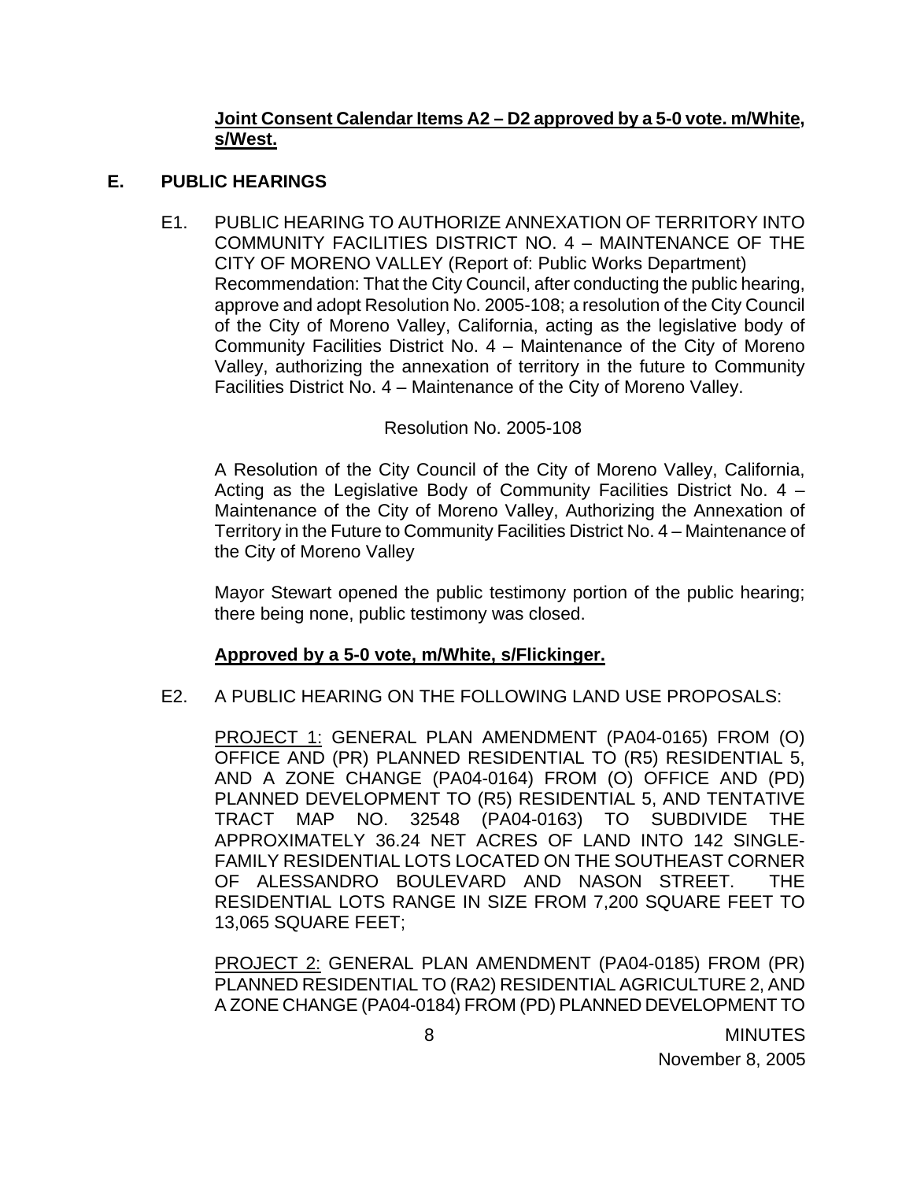**Joint Consent Calendar Items A2 – D2 approved by a 5-0 vote. m/White, s/West.**

## E. PUBLIC HEARINGS

E1. PUBLIC HEARING TO AUTHORIZE ANNEXATION OF TERRITORY INTO COMMUNITY FACILITIES DISTRICT NO. 4 – MAINTENANCE OF THE CITY OF MORENO VALLEY (Report of: Public Works Department)
Recommendation: That the City Council, after conducting the public hearing, approve and adopt Resolution No. 2005-108; a resolution of the City Council of the City of Moreno Valley, California, acting as the legislative body of Community Facilities District No. 4 – Maintenance of the City of Moreno Valley, authorizing the annexation of territory in the future to Community Facilities District No. 4 – Maintenance of the City of Moreno Valley.

Resolution No. 2005-108

A Resolution of the City Council of the City of Moreno Valley, California, Acting as the Legislative Body of Community Facilities District No. 4 – Maintenance of the City of Moreno Valley, Authorizing the Annexation of Territory in the Future to Community Facilities District No. 4 – Maintenance of the City of Moreno Valley

Mayor Stewart opened the public testimony portion of the public hearing; there being none, public testimony was closed.

**Approved by a 5-0 vote, m/White, s/Flickinger.**

E2. A PUBLIC HEARING ON THE FOLLOWING LAND USE PROPOSALS:

PROJECT 1: GENERAL PLAN AMENDMENT (PA04-0165) FROM (O) OFFICE AND (PR) PLANNED RESIDENTIAL TO (R5) RESIDENTIAL 5, AND A ZONE CHANGE (PA04-0164) FROM (O) OFFICE AND (PD) PLANNED DEVELOPMENT TO (R5) RESIDENTIAL 5, AND TENTATIVE TRACT MAP NO. 32548 (PA04-0163) TO SUBDIVIDE THE APPROXIMATELY 36.24 NET ACRES OF LAND INTO 142 SINGLE-FAMILY RESIDENTIAL LOTS LOCATED ON THE SOUTHEAST CORNER OF ALESSANDRO BOULEVARD AND NASON STREET. THE RESIDENTIAL LOTS RANGE IN SIZE FROM 7,200 SQUARE FEET TO 13,065 SQUARE FEET;

PROJECT 2: GENERAL PLAN AMENDMENT (PA04-0185) FROM (PR) PLANNED RESIDENTIAL TO (RA2) RESIDENTIAL AGRICULTURE 2, AND A ZONE CHANGE (PA04-0184) FROM (PD) PLANNED DEVELOPMENT TO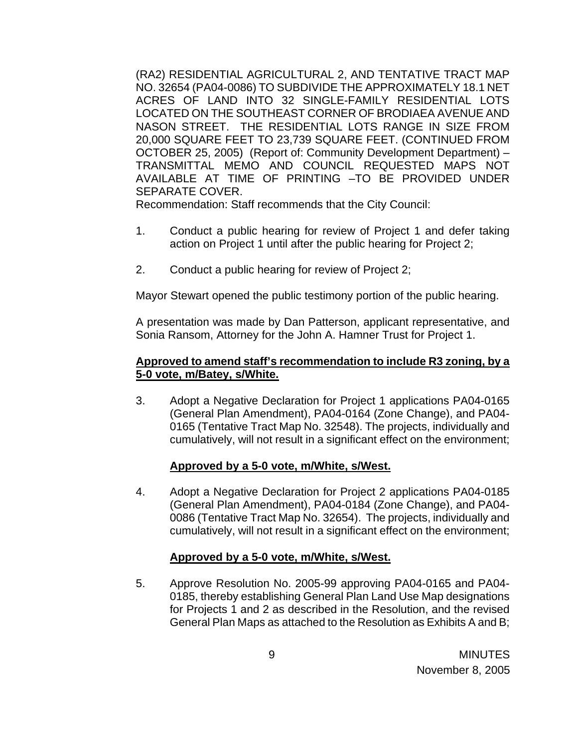(RA2) RESIDENTIAL AGRICULTURAL 2, AND TENTATIVE TRACT MAP NO. 32654 (PA04-0086) TO SUBDIVIDE THE APPROXIMATELY 18.1 NET ACRES OF LAND INTO 32 SINGLE-FAMILY RESIDENTIAL LOTS LOCATED ON THE SOUTHEAST CORNER OF BRODIAEA AVENUE AND NASON STREET. THE RESIDENTIAL LOTS RANGE IN SIZE FROM 20,000 SQUARE FEET TO 23,739 SQUARE FEET. (CONTINUED FROM OCTOBER 25, 2005) (Report of: Community Development Department) – TRANSMITTAL MEMO AND COUNCIL REQUESTED MAPS NOT AVAILABLE AT TIME OF PRINTING –TO BE PROVIDED UNDER SEPARATE COVER.

Recommendation: Staff recommends that the City Council:

1. Conduct a public hearing for review of Project 1 and defer taking action on Project 1 until after the public hearing for Project 2;

2. Conduct a public hearing for review of Project 2;

Mayor Stewart opened the public testimony portion of the public hearing.

A presentation was made by Dan Patterson, applicant representative, and Sonia Ransom, Attorney for the John A. Hamner Trust for Project 1.

**Approved to amend staff's recommendation to include R3 zoning, by a 5-0 vote, m/Batey, s/White.**

3. Adopt a Negative Declaration for Project 1 applications PA04-0165 (General Plan Amendment), PA04-0164 (Zone Change), and PA04-0165 (Tentative Tract Map No. 32548). The projects, individually and cumulatively, will not result in a significant effect on the environment;

   **Approved by a 5-0 vote, m/White, s/West.**

4. Adopt a Negative Declaration for Project 2 applications PA04-0185 (General Plan Amendment), PA04-0184 (Zone Change), and PA04-0086 (Tentative Tract Map No. 32654). The projects, individually and cumulatively, will not result in a significant effect on the environment;

   **Approved by a 5-0 vote, m/White, s/West.**

5. Approve Resolution No. 2005-99 approving PA04-0165 and PA04-0185, thereby establishing General Plan Land Use Map designations for Projects 1 and 2 as described in the Resolution, and the revised General Plan Maps as attached to the Resolution as Exhibits A and B;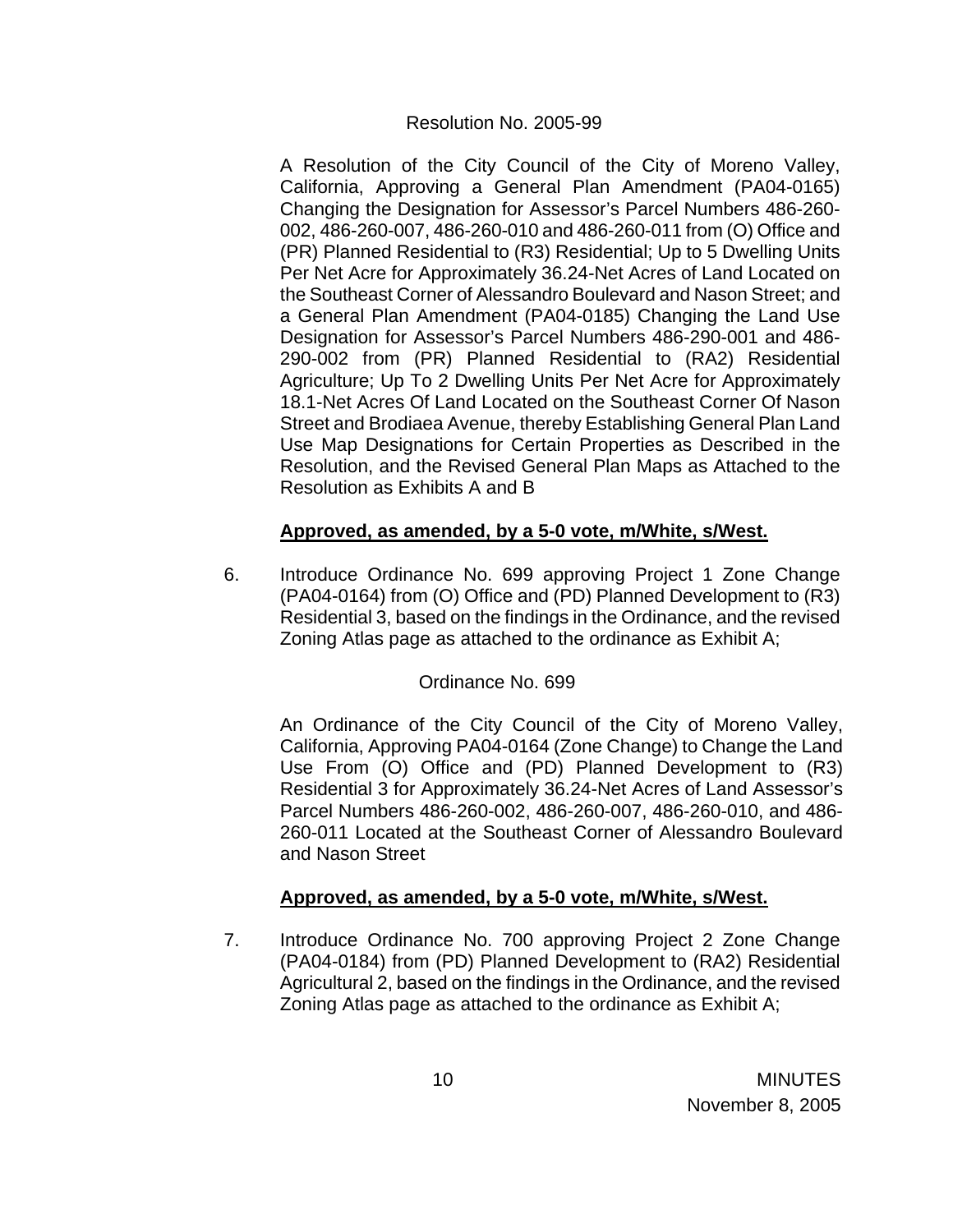Resolution No. 2005-99

A Resolution of the City Council of the City of Moreno Valley, California, Approving a General Plan Amendment (PA04-0165) Changing the Designation for Assessor's Parcel Numbers 486-260-002, 486-260-007, 486-260-010 and 486-260-011 from (O) Office and (PR) Planned Residential to (R3) Residential; Up to 5 Dwelling Units Per Net Acre for Approximately 36.24-Net Acres of Land Located on the Southeast Corner of Alessandro Boulevard and Nason Street; and a General Plan Amendment (PA04-0185) Changing the Land Use Designation for Assessor's Parcel Numbers 486-290-001 and 486-290-002 from (PR) Planned Residential to (RA2) Residential Agriculture; Up To 2 Dwelling Units Per Net Acre for Approximately 18.1-Net Acres Of Land Located on the Southeast Corner Of Nason Street and Brodiaea Avenue, thereby Establishing General Plan Land Use Map Designations for Certain Properties as Described in the Resolution, and the Revised General Plan Maps as Attached to the Resolution as Exhibits A and B

**Approved, as amended, by a 5-0 vote, m/White, s/West.**

6. Introduce Ordinance No. 699 approving Project 1 Zone Change (PA04-0164) from (O) Office and (PD) Planned Development to (R3) Residential 3, based on the findings in the Ordinance, and the revised Zoning Atlas page as attached to the ordinance as Exhibit A;

   Ordinance No. 699

   An Ordinance of the City Council of the City of Moreno Valley, California, Approving PA04-0164 (Zone Change) to Change the Land Use From (O) Office and (PD) Planned Development to (R3) Residential 3 for Approximately 36.24-Net Acres of Land Assessor's Parcel Numbers 486-260-002, 486-260-007, 486-260-010, and 486-260-011 Located at the Southeast Corner of Alessandro Boulevard and Nason Street

   **Approved, as amended, by a 5-0 vote, m/White, s/West.**

7. Introduce Ordinance No. 700 approving Project 2 Zone Change (PA04-0184) from (PD) Planned Development to (RA2) Residential Agricultural 2, based on the findings in the Ordinance, and the revised Zoning Atlas page as attached to the ordinance as Exhibit A;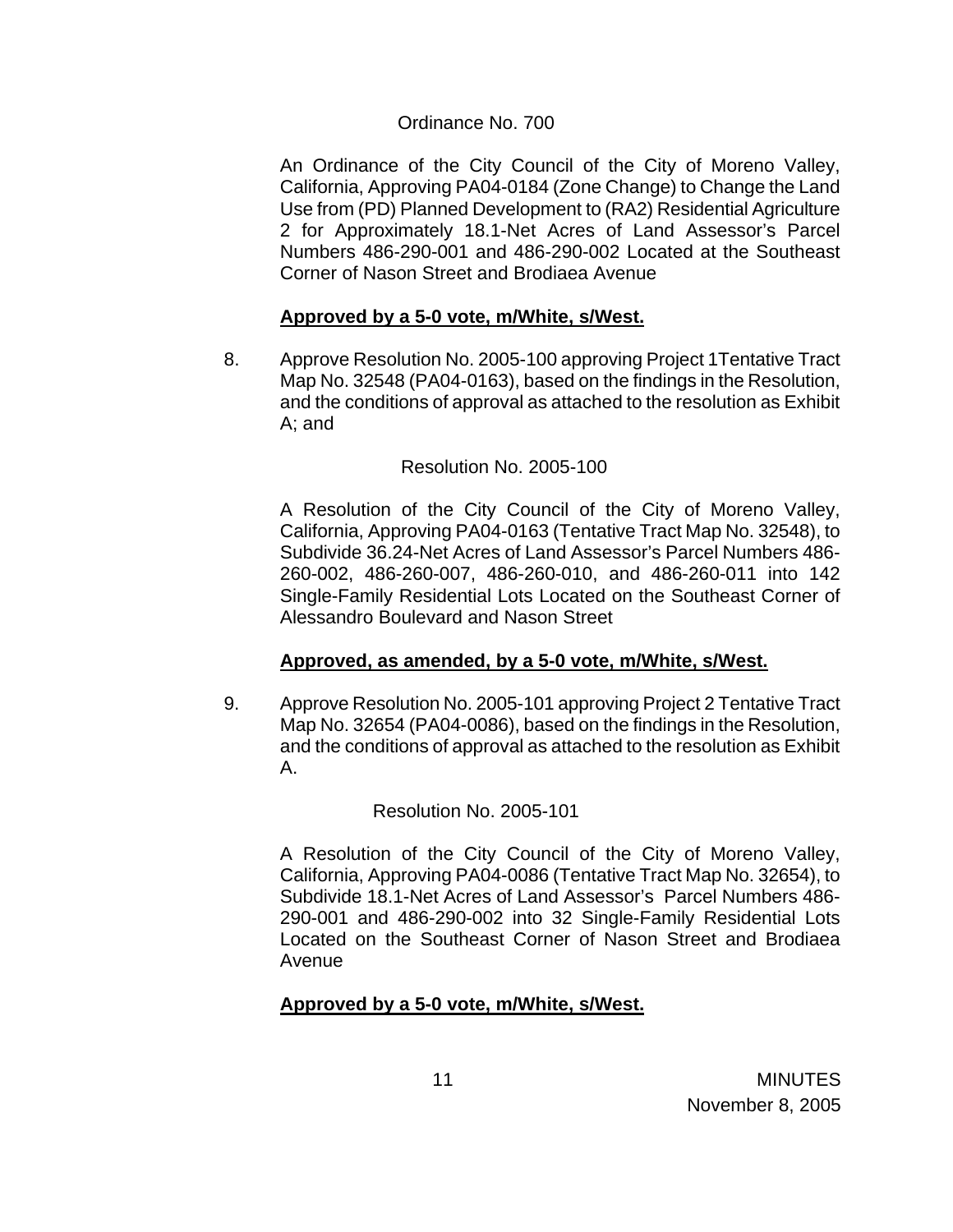Ordinance No. 700

An Ordinance of the City Council of the City of Moreno Valley, California, Approving PA04-0184 (Zone Change) to Change the Land Use from (PD) Planned Development to (RA2) Residential Agriculture 2 for Approximately 18.1-Net Acres of Land Assessor's Parcel Numbers 486-290-001 and 486-290-002 Located at the Southeast Corner of Nason Street and Brodiaea Avenue

**Approved by a 5-0 vote, m/White, s/West.**

8. Approve Resolution No. 2005-100 approving Project 1Tentative Tract Map No. 32548 (PA04-0163), based on the findings in the Resolution, and the conditions of approval as attached to the resolution as Exhibit A; and

   Resolution No. 2005-100

   A Resolution of the City Council of the City of Moreno Valley, California, Approving PA04-0163 (Tentative Tract Map No. 32548), to Subdivide 36.24-Net Acres of Land Assessor's Parcel Numbers 486-260-002, 486-260-007, 486-260-010, and 486-260-011 into 142 Single-Family Residential Lots Located on the Southeast Corner of Alessandro Boulevard and Nason Street

   **Approved, as amended, by a 5-0 vote, m/White, s/West.**

9. Approve Resolution No. 2005-101 approving Project 2 Tentative Tract Map No. 32654 (PA04-0086), based on the findings in the Resolution, and the conditions of approval as attached to the resolution as Exhibit A.

   Resolution No. 2005-101

   A Resolution of the City Council of the City of Moreno Valley, California, Approving PA04-0086 (Tentative Tract Map No. 32654), to Subdivide 18.1-Net Acres of Land Assessor's Parcel Numbers 486-290-001 and 486-290-002 into 32 Single-Family Residential Lots Located on the Southeast Corner of Nason Street and Brodiaea Avenue

   **Approved by a 5-0 vote, m/White, s/West.**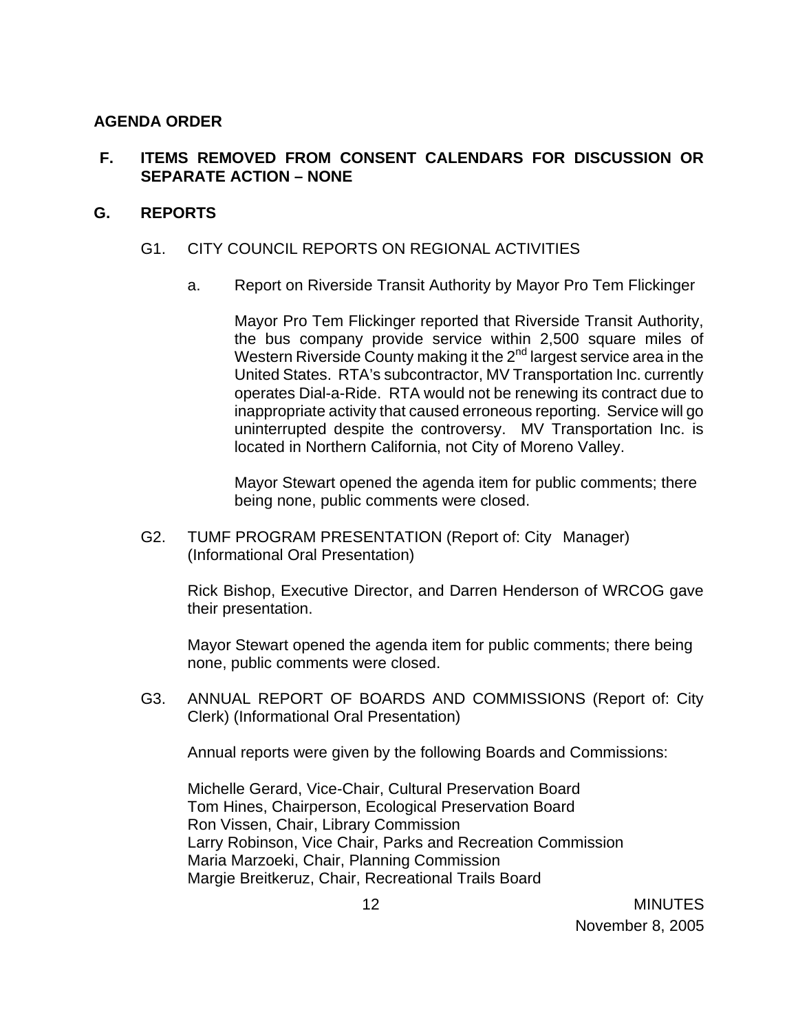**AGENDA ORDER**

**F. ITEMS REMOVED FROM CONSENT CALENDARS FOR DISCUSSION OR SEPARATE ACTION – NONE**

**G. REPORTS**

G1. CITY COUNCIL REPORTS ON REGIONAL ACTIVITIES

a. Report on Riverside Transit Authority by Mayor Pro Tem Flickinger

Mayor Pro Tem Flickinger reported that Riverside Transit Authority, the bus company provide service within 2,500 square miles of Western Riverside County making it the 2nd largest service area in the United States. RTA's subcontractor, MV Transportation Inc. currently operates Dial-a-Ride. RTA would not be renewing its contract due to inappropriate activity that caused erroneous reporting. Service will go uninterrupted despite the controversy. MV Transportation Inc. is located in Northern California, not City of Moreno Valley.

Mayor Stewart opened the agenda item for public comments; there being none, public comments were closed.

G2. TUMF PROGRAM PRESENTATION (Report of: City Manager) (Informational Oral Presentation)

Rick Bishop, Executive Director, and Darren Henderson of WRCOG gave their presentation.

Mayor Stewart opened the agenda item for public comments; there being none, public comments were closed.

G3. ANNUAL REPORT OF BOARDS AND COMMISSIONS (Report of: City Clerk) (Informational Oral Presentation)

Annual reports were given by the following Boards and Commissions:

Michelle Gerard, Vice-Chair, Cultural Preservation Board
Tom Hines, Chairperson, Ecological Preservation Board
Ron Vissen, Chair, Library Commission
Larry Robinson, Vice Chair, Parks and Recreation Commission
Maria Marzoeki, Chair, Planning Commission
Margie Breitkeruz, Chair, Recreational Trails Board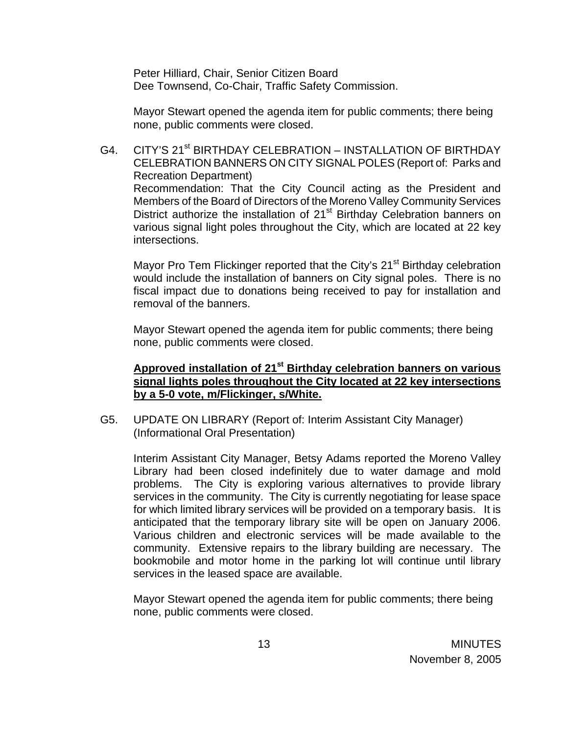Peter Hilliard, Chair, Senior Citizen Board
Dee Townsend, Co-Chair, Traffic Safety Commission.

Mayor Stewart opened the agenda item for public comments; there being none, public comments were closed.

G4. CITY'S 21st BIRTHDAY CELEBRATION – INSTALLATION OF BIRTHDAY CELEBRATION BANNERS ON CITY SIGNAL POLES (Report of: Parks and Recreation Department)
Recommendation: That the City Council acting as the President and Members of the Board of Directors of the Moreno Valley Community Services District authorize the installation of 21st Birthday Celebration banners on various signal light poles throughout the City, which are located at 22 key intersections.

Mayor Pro Tem Flickinger reported that the City's 21st Birthday celebration would include the installation of banners on City signal poles. There is no fiscal impact due to donations being received to pay for installation and removal of the banners.

Mayor Stewart opened the agenda item for public comments; there being none, public comments were closed.

**Approved installation of 21st Birthday celebration banners on various signal lights poles throughout the City located at 22 key intersections by a 5-0 vote, m/Flickinger, s/White.**

G5. UPDATE ON LIBRARY (Report of: Interim Assistant City Manager) (Informational Oral Presentation)

Interim Assistant City Manager, Betsy Adams reported the Moreno Valley Library had been closed indefinitely due to water damage and mold problems. The City is exploring various alternatives to provide library services in the community. The City is currently negotiating for lease space for which limited library services will be provided on a temporary basis. It is anticipated that the temporary library site will be open on January 2006. Various children and electronic services will be made available to the community. Extensive repairs to the library building are necessary. The bookmobile and motor home in the parking lot will continue until library services in the leased space are available.

Mayor Stewart opened the agenda item for public comments; there being none, public comments were closed.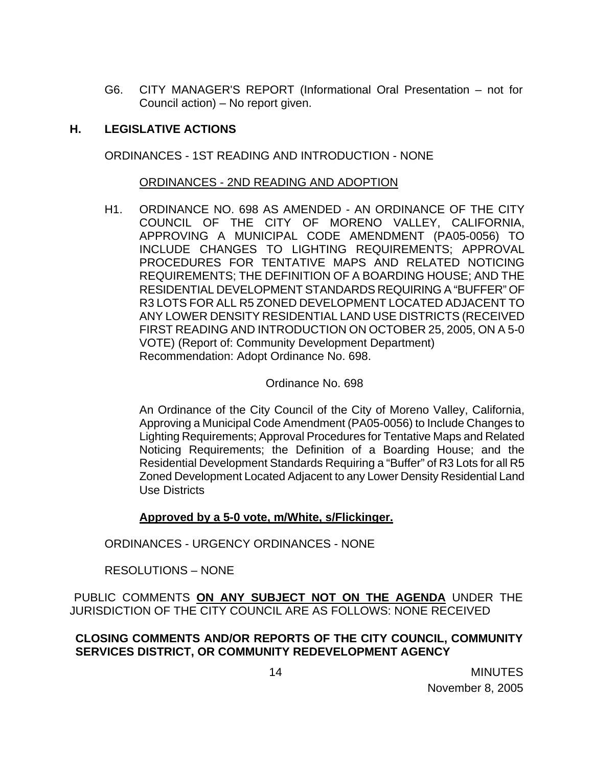G6. CITY MANAGER'S REPORT (Informational Oral Presentation – not for Council action) – No report given.

## H. LEGISLATIVE ACTIONS

ORDINANCES - 1ST READING AND INTRODUCTION - NONE

ORDINANCES - 2ND READING AND ADOPTION

H1. ORDINANCE NO. 698 AS AMENDED - AN ORDINANCE OF THE CITY COUNCIL OF THE CITY OF MORENO VALLEY, CALIFORNIA, APPROVING A MUNICIPAL CODE AMENDMENT (PA05-0056) TO INCLUDE CHANGES TO LIGHTING REQUIREMENTS; APPROVAL PROCEDURES FOR TENTATIVE MAPS AND RELATED NOTICING REQUIREMENTS; THE DEFINITION OF A BOARDING HOUSE; AND THE RESIDENTIAL DEVELOPMENT STANDARDS REQUIRING A "BUFFER" OF R3 LOTS FOR ALL R5 ZONED DEVELOPMENT LOCATED ADJACENT TO ANY LOWER DENSITY RESIDENTIAL LAND USE DISTRICTS (RECEIVED FIRST READING AND INTRODUCTION ON OCTOBER 25, 2005, ON A 5-0 VOTE) (Report of: Community Development Department)
Recommendation: Adopt Ordinance No. 698.

Ordinance No. 698

An Ordinance of the City Council of the City of Moreno Valley, California, Approving a Municipal Code Amendment (PA05-0056) to Include Changes to Lighting Requirements; Approval Procedures for Tentative Maps and Related Noticing Requirements; the Definition of a Boarding House; and the Residential Development Standards Requiring a "Buffer" of R3 Lots for all R5 Zoned Development Located Adjacent to any Lower Density Residential Land Use Districts

**Approved by a 5-0 vote, m/White, s/Flickinger.**

ORDINANCES - URGENCY ORDINANCES - NONE

RESOLUTIONS – NONE

PUBLIC COMMENTS **ON ANY SUBJECT NOT ON THE AGENDA** UNDER THE JURISDICTION OF THE CITY COUNCIL ARE AS FOLLOWS: NONE RECEIVED

**CLOSING COMMENTS AND/OR REPORTS OF THE CITY COUNCIL, COMMUNITY SERVICES DISTRICT, OR COMMUNITY REDEVELOPMENT AGENCY**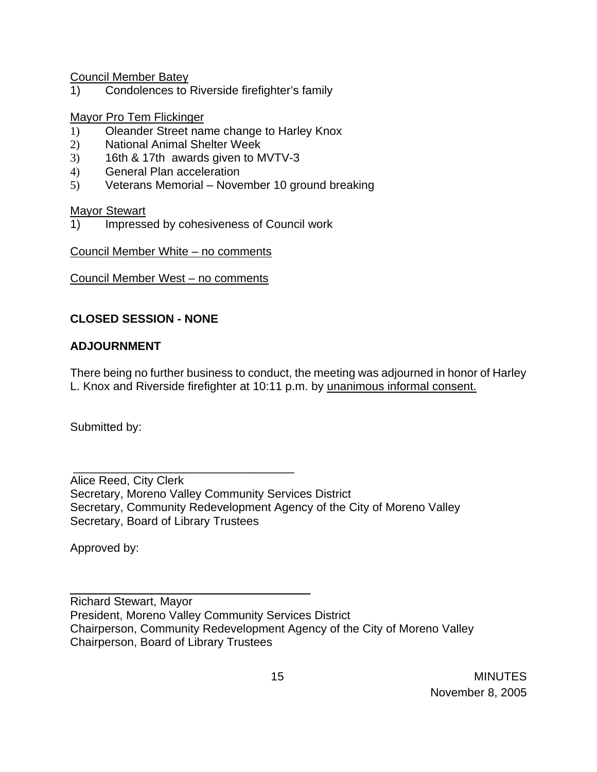Council Member Batey

1) Condolences to Riverside firefighter's family

Mayor Pro Tem Flickinger

1) Oleander Street name change to Harley Knox
2) National Animal Shelter Week
3) 16th & 17th awards given to MVTV-3
4) General Plan acceleration
5) Veterans Memorial – November 10 ground breaking

Mayor Stewart

1) Impressed by cohesiveness of Council work

Council Member White – no comments

Council Member West – no comments

**CLOSED SESSION - NONE**

**ADJOURNMENT**

There being no further business to conduct, the meeting was adjourned in honor of Harley L. Knox and Riverside firefighter at 10:11 p.m. by unanimous informal consent.

Submitted by:

\_\_\_\_\_\_\_\_\_\_\_\_\_\_\_\_\_\_\_\_\_\_\_\_\_\_\_\_\_\_\_\_\_\_\_
Alice Reed, City Clerk
Secretary, Moreno Valley Community Services District
Secretary, Community Redevelopment Agency of the City of Moreno Valley
Secretary, Board of Library Trustees

Approved by:

\_\_\_\_\_\_\_\_\_\_\_\_\_\_\_\_\_\_\_\_\_\_\_\_\_\_\_\_\_\_\_\_\_\_\_
Richard Stewart, Mayor
President, Moreno Valley Community Services District
Chairperson, Community Redevelopment Agency of the City of Moreno Valley
Chairperson, Board of Library Trustees